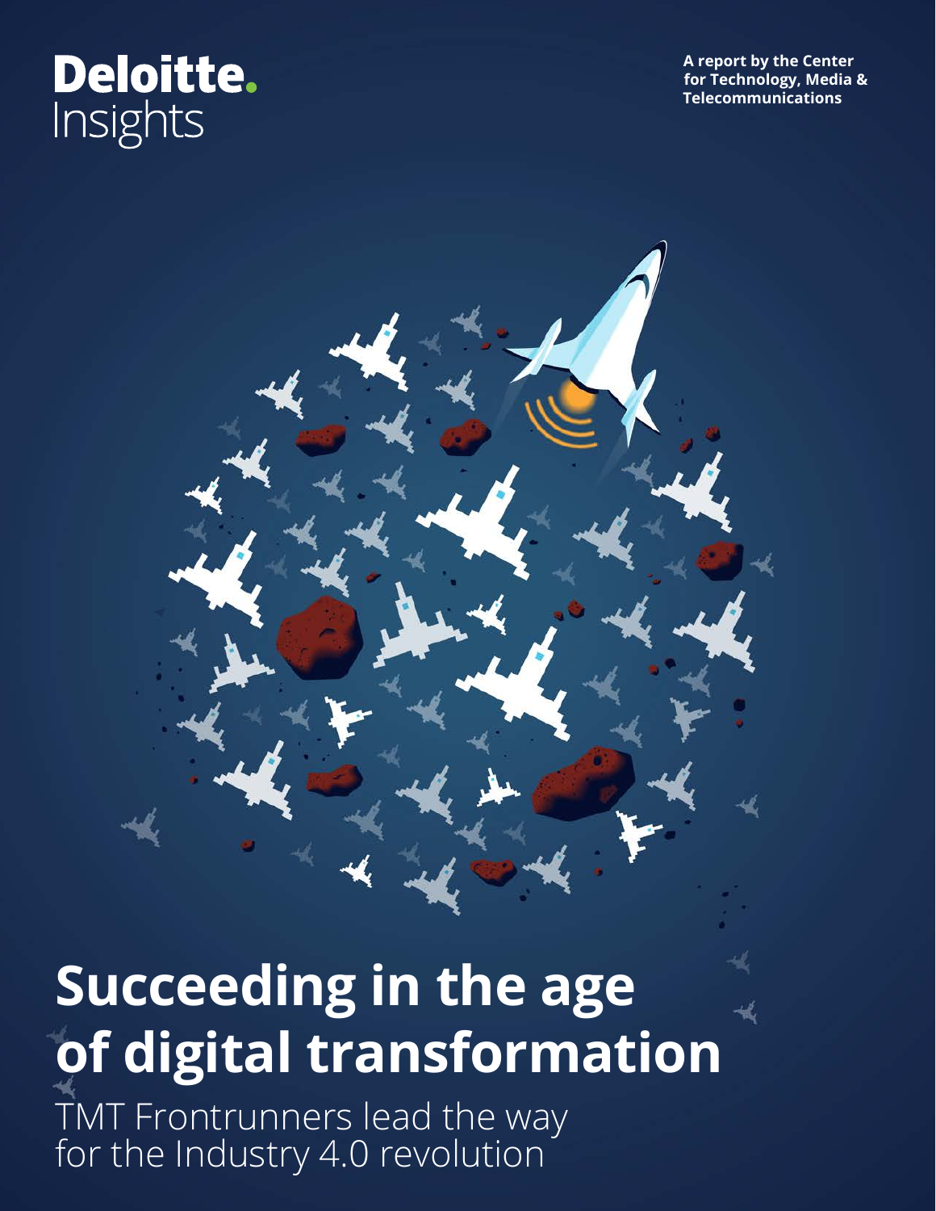Deloitte.
Insights

A report by the Center for Technology, Media & Telecommunications

# Succeeding in the age of digital transformation

TMT Frontrunners lead the way for the Industry 4.0 revolution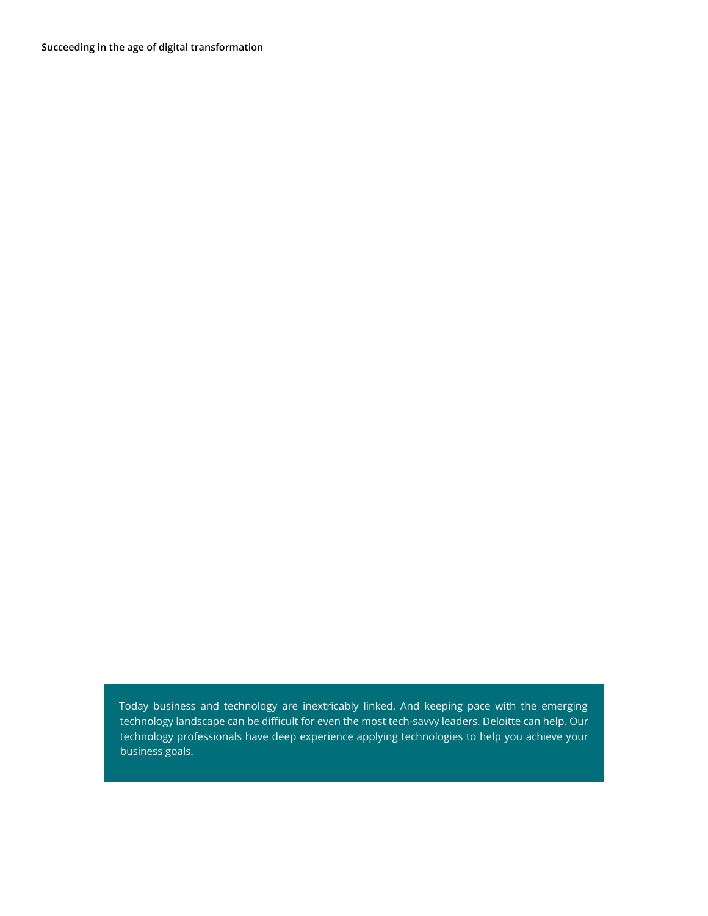Today business and technology are inextricably linked. And keeping pace with the emerging technology landscape can be difficult for even the most tech-savvy leaders. Deloitte can help. Our technology professionals have deep experience applying technologies to help you achieve your business goals.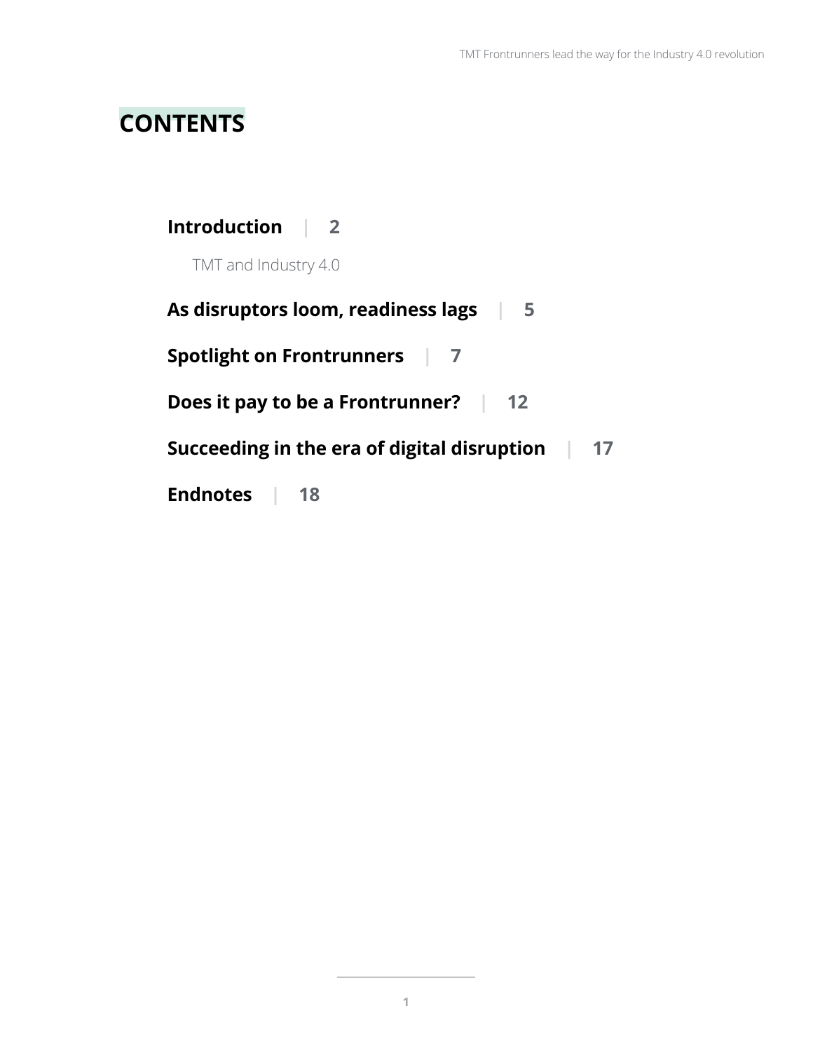# CONTENTS

**Introduction** | **2**

TMT and Industry 4.0

**As disruptors loom, readiness lags** | **5**

**Spotlight on Frontrunners** | **7**

**Does it pay to be a Frontrunner?** | **12**

**Succeeding in the era of digital disruption** | **17**

**Endnotes** | **18**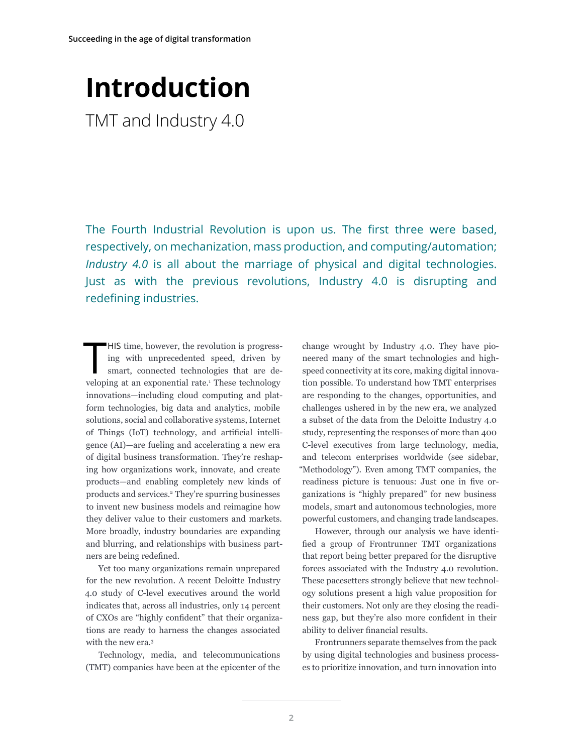# Introduction

## TMT and Industry 4.0

The Fourth Industrial Revolution is upon us. The first three were based, respectively, on mechanization, mass production, and computing/automation; *Industry 4.0* is all about the marriage of physical and digital technologies. Just as with the previous revolutions, Industry 4.0 is disrupting and redefining industries.

THIS time, however, the revolution is progressing with unprecedented speed, driven by smart, connected technologies that are developing at an exponential rate.[1] These technology innovations—including cloud computing and platform technologies, big data and analytics, mobile solutions, social and collaborative systems, Internet of Things (IoT) technology, and artificial intelligence (AI)—are fueling and accelerating a new era of digital business transformation. They're reshaping how organizations work, innovate, and create products—and enabling completely new kinds of products and services.[2] They're spurring businesses to invent new business models and reimagine how they deliver value to their customers and markets. More broadly, industry boundaries are expanding and blurring, and relationships with business partners are being redefined.

Yet too many organizations remain unprepared for the new revolution. A recent Deloitte Industry 4.0 study of C-level executives around the world indicates that, across all industries, only 14 percent of CXOs are "highly confident" that their organizations are ready to harness the changes associated with the new era.[3]

Technology, media, and telecommunications (TMT) companies have been at the epicenter of the change wrought by Industry 4.0. They have pioneered many of the smart technologies and high-speed connectivity at its core, making digital innovation possible. To understand how TMT enterprises are responding to the changes, opportunities, and challenges ushered in by the new era, we analyzed a subset of the data from the Deloitte Industry 4.0 study, representing the responses of more than 400 C-level executives from large technology, media, and telecom enterprises worldwide (see sidebar, "Methodology"). Even among TMT companies, the readiness picture is tenuous: Just one in five organizations is "highly prepared" for new business models, smart and autonomous technologies, more powerful customers, and changing trade landscapes.

However, through our analysis we have identified a group of Frontrunner TMT organizations that report being better prepared for the disruptive forces associated with the Industry 4.0 revolution. These pacesetters strongly believe that new technology solutions present a high value proposition for their customers. Not only are they closing the readiness gap, but they're also more confident in their ability to deliver financial results.

Frontrunners separate themselves from the pack by using digital technologies and business processes to prioritize innovation, and turn innovation into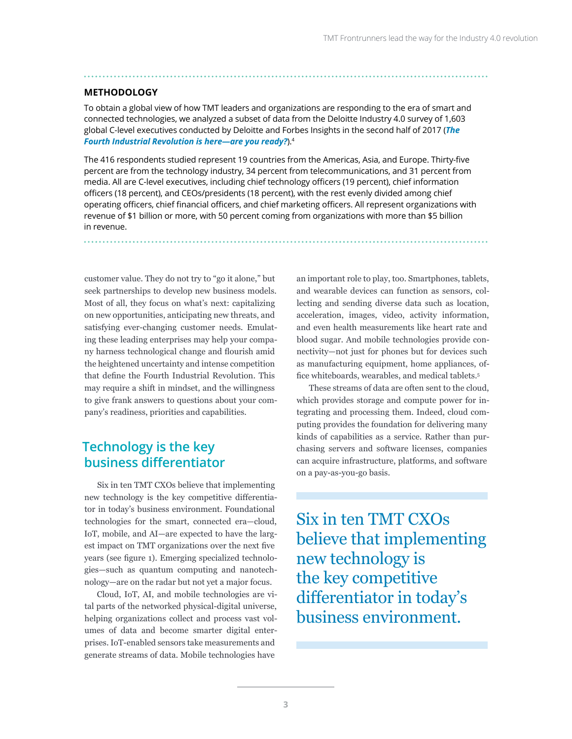### METHODOLOGY

To obtain a global view of how TMT leaders and organizations are responding to the era of smart and connected technologies, we analyzed a subset of data from the Deloitte Industry 4.0 survey of 1,603 global C-level executives conducted by Deloitte and Forbes Insights in the second half of 2017 (***The Fourth Industrial Revolution is here—are you ready?***).[4]

The 416 respondents studied represent 19 countries from the Americas, Asia, and Europe. Thirty-five percent are from the technology industry, 34 percent from telecommunications, and 31 percent from media. All are C-level executives, including chief technology officers (19 percent), chief information officers (18 percent), and CEOs/presidents (18 percent), with the rest evenly divided among chief operating officers, chief financial officers, and chief marketing officers. All represent organizations with revenue of $1 billion or more, with 50 percent coming from organizations with more than $5 billion in revenue.

customer value. They do not try to "go it alone," but seek partnerships to develop new business models. Most of all, they focus on what's next: capitalizing on new opportunities, anticipating new threats, and satisfying ever-changing customer needs. Emulating these leading enterprises may help your company harness technological change and flourish amid the heightened uncertainty and intense competition that define the Fourth Industrial Revolution. This may require a shift in mindset, and the willingness to give frank answers to questions about your company's readiness, priorities and capabilities.

## Technology is the key business differentiator

Six in ten TMT CXOs believe that implementing new technology is the key competitive differentiator in today's business environment. Foundational technologies for the smart, connected era—cloud, IoT, mobile, and AI—are expected to have the largest impact on TMT organizations over the next five years (see figure 1). Emerging specialized technologies—such as quantum computing and nanotechnology—are on the radar but not yet a major focus.

Cloud, IoT, AI, and mobile technologies are vital parts of the networked physical-digital universe, helping organizations collect and process vast volumes of data and become smarter digital enterprises. IoT-enabled sensors take measurements and generate streams of data. Mobile technologies have an important role to play, too. Smartphones, tablets, and wearable devices can function as sensors, collecting and sending diverse data such as location, acceleration, images, video, activity information, and even health measurements like heart rate and blood sugar. And mobile technologies provide connectivity—not just for phones but for devices such as manufacturing equipment, home appliances, office whiteboards, wearables, and medical tablets.[5]

These streams of data are often sent to the cloud, which provides storage and compute power for integrating and processing them. Indeed, cloud computing provides the foundation for delivering many kinds of capabilities as a service. Rather than purchasing servers and software licenses, companies can acquire infrastructure, platforms, and software on a pay-as-you-go basis.

> Six in ten TMT CXOs believe that implementing new technology is the key competitive differentiator in today's business environment.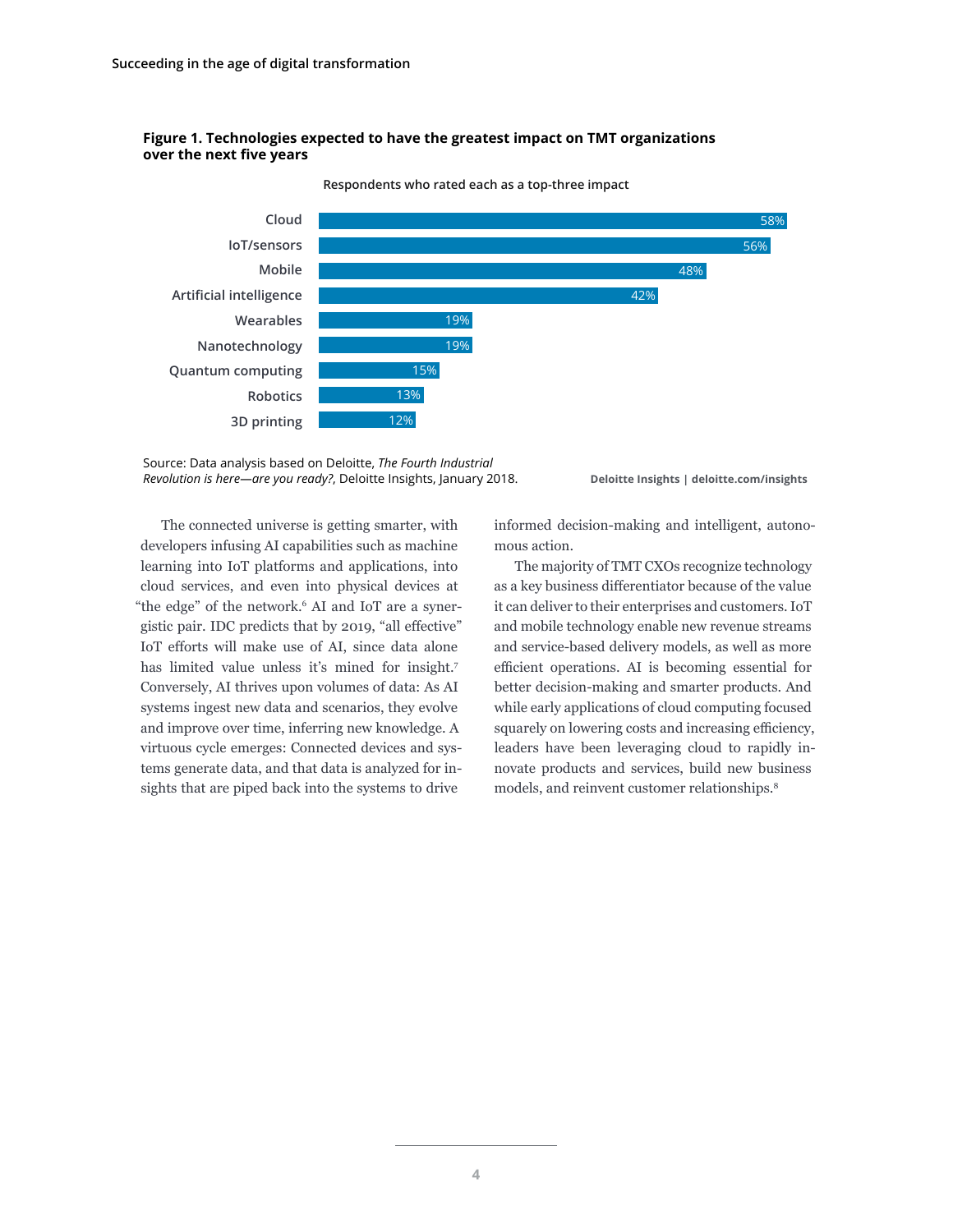**Figure 1. Technologies expected to have the greatest impact on TMT organizations over the next five years**

Respondents who rated each as a top-three impact

| Technology | Percentage |
|---|---|
| Cloud | 58% |
| IoT/sensors | 56% |
| Mobile | 48% |
| Artificial intelligence | 42% |
| Wearables | 19% |
| Nanotechnology | 19% |
| Quantum computing | 15% |
| Robotics | 13% |
| 3D printing | 12% |

Source: Data analysis based on Deloitte, *The Fourth Industrial Revolution is here—are you ready?*, Deloitte Insights, January 2018.

Deloitte Insights | deloitte.com/insights

The connected universe is getting smarter, with developers infusing AI capabilities such as machine learning into IoT platforms and applications, into cloud services, and even into physical devices at "the edge" of the network.[6] AI and IoT are a synergistic pair. IDC predicts that by 2019, "all effective" IoT efforts will make use of AI, since data alone has limited value unless it's mined for insight.[7] Conversely, AI thrives upon volumes of data: As AI systems ingest new data and scenarios, they evolve and improve over time, inferring new knowledge. A virtuous cycle emerges: Connected devices and systems generate data, and that data is analyzed for insights that are piped back into the systems to drive informed decision-making and intelligent, autonomous action.

The majority of TMT CXOs recognize technology as a key business differentiator because of the value it can deliver to their enterprises and customers. IoT and mobile technology enable new revenue streams and service-based delivery models, as well as more efficient operations. AI is becoming essential for better decision-making and smarter products. And while early applications of cloud computing focused squarely on lowering costs and increasing efficiency, leaders have been leveraging cloud to rapidly innovate products and services, build new business models, and reinvent customer relationships.[8]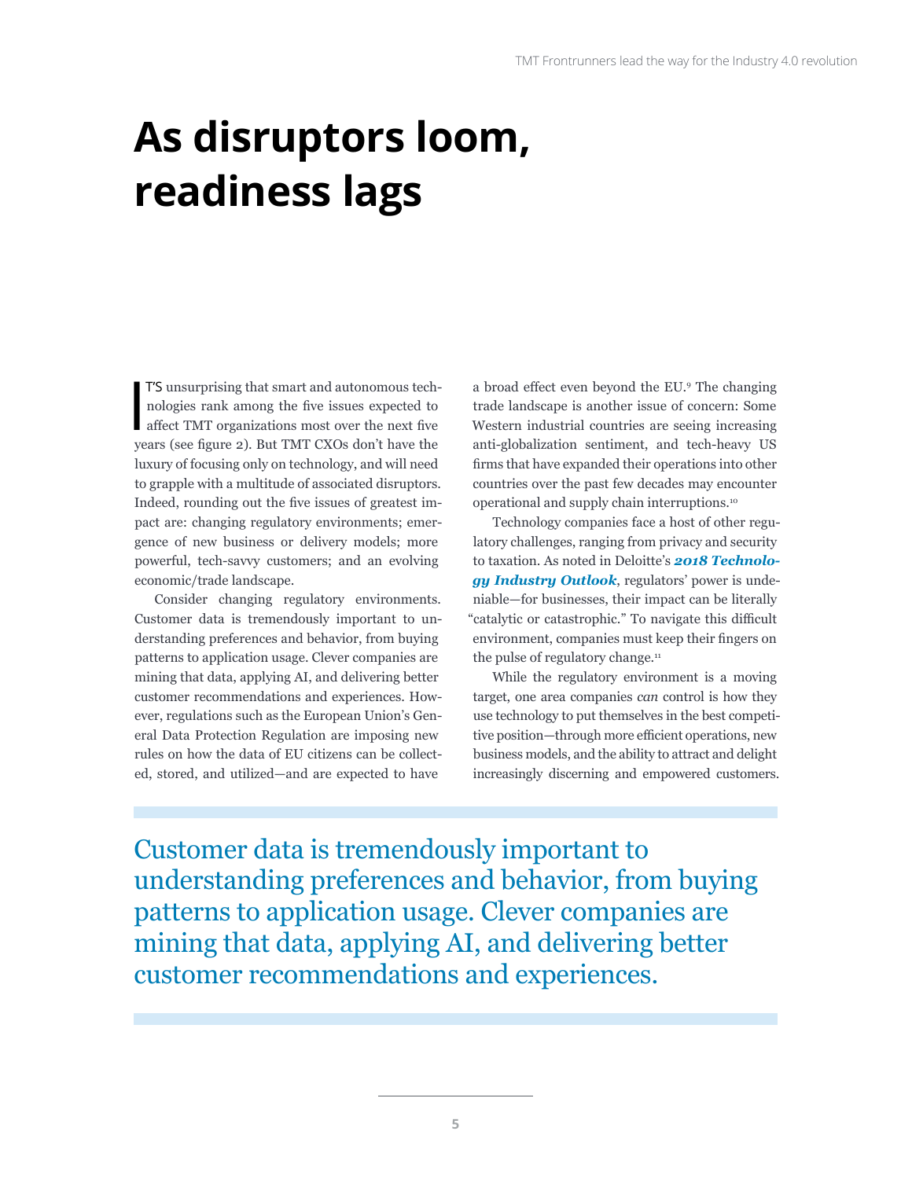# As disruptors loom, readiness lags

IT'S unsurprising that smart and autonomous technologies rank among the five issues expected to affect TMT organizations most over the next five years (see figure 2). But TMT CXOs don't have the luxury of focusing only on technology, and will need to grapple with a multitude of associated disruptors. Indeed, rounding out the five issues of greatest impact are: changing regulatory environments; emergence of new business or delivery models; more powerful, tech-savvy customers; and an evolving economic/trade landscape.

Consider changing regulatory environments. Customer data is tremendously important to understanding preferences and behavior, from buying patterns to application usage. Clever companies are mining that data, applying AI, and delivering better customer recommendations and experiences. However, regulations such as the European Union's General Data Protection Regulation are imposing new rules on how the data of EU citizens can be collected, stored, and utilized—and are expected to have a broad effect even beyond the EU.[9] The changing trade landscape is another issue of concern: Some Western industrial countries are seeing increasing anti-globalization sentiment, and tech-heavy US firms that have expanded their operations into other countries over the past few decades may encounter operational and supply chain interruptions.[10]

Technology companies face a host of other regulatory challenges, ranging from privacy and security to taxation. As noted in Deloitte's ***2018 Technology Industry Outlook***, regulators' power is undeniable—for businesses, their impact can be literally "catalytic or catastrophic." To navigate this difficult environment, companies must keep their fingers on the pulse of regulatory change.[11]

While the regulatory environment is a moving target, one area companies *can* control is how they use technology to put themselves in the best competitive position—through more efficient operations, new business models, and the ability to attract and delight increasingly discerning and empowered customers.

> Customer data is tremendously important to understanding preferences and behavior, from buying patterns to application usage. Clever companies are mining that data, applying AI, and delivering better customer recommendations and experiences.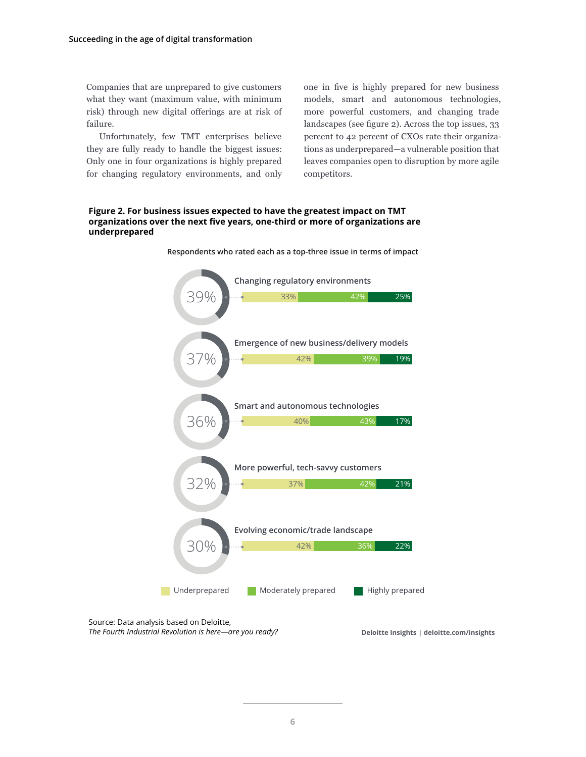Companies that are unprepared to give customers what they want (maximum value, with minimum risk) through new digital offerings are at risk of failure.

Unfortunately, few TMT enterprises believe they are fully ready to handle the biggest issues: Only one in four organizations is highly prepared for changing regulatory environments, and only one in five is highly prepared for new business models, smart and autonomous technologies, more powerful customers, and changing trade landscapes (see figure 2). Across the top issues, 33 percent to 42 percent of CXOs rate their organizations as underprepared—a vulnerable position that leaves companies open to disruption by more agile competitors.

**Figure 2. For business issues expected to have the greatest impact on TMT organizations over the next five years, one-third or more of organizations are underprepared**

Respondents who rated each as a top-three issue in terms of impact

| Issue | Rated top-three issue | Underprepared | Moderately prepared | Highly prepared |
|---|---|---|---|---|
| Changing regulatory environments | 39% | 33% | 42% | 25% |
| Emergence of new business/delivery models | 37% | 42% | 39% | 19% |
| Smart and autonomous technologies | 36% | 40% | 43% | 17% |
| More powerful, tech-savvy customers | 32% | 37% | 42% | 21% |
| Evolving economic/trade landscape | 30% | 42% | 36% | 22% |

Source: Data analysis based on Deloitte, *The Fourth Industrial Revolution is here—are you ready?*

Deloitte Insights | deloitte.com/insights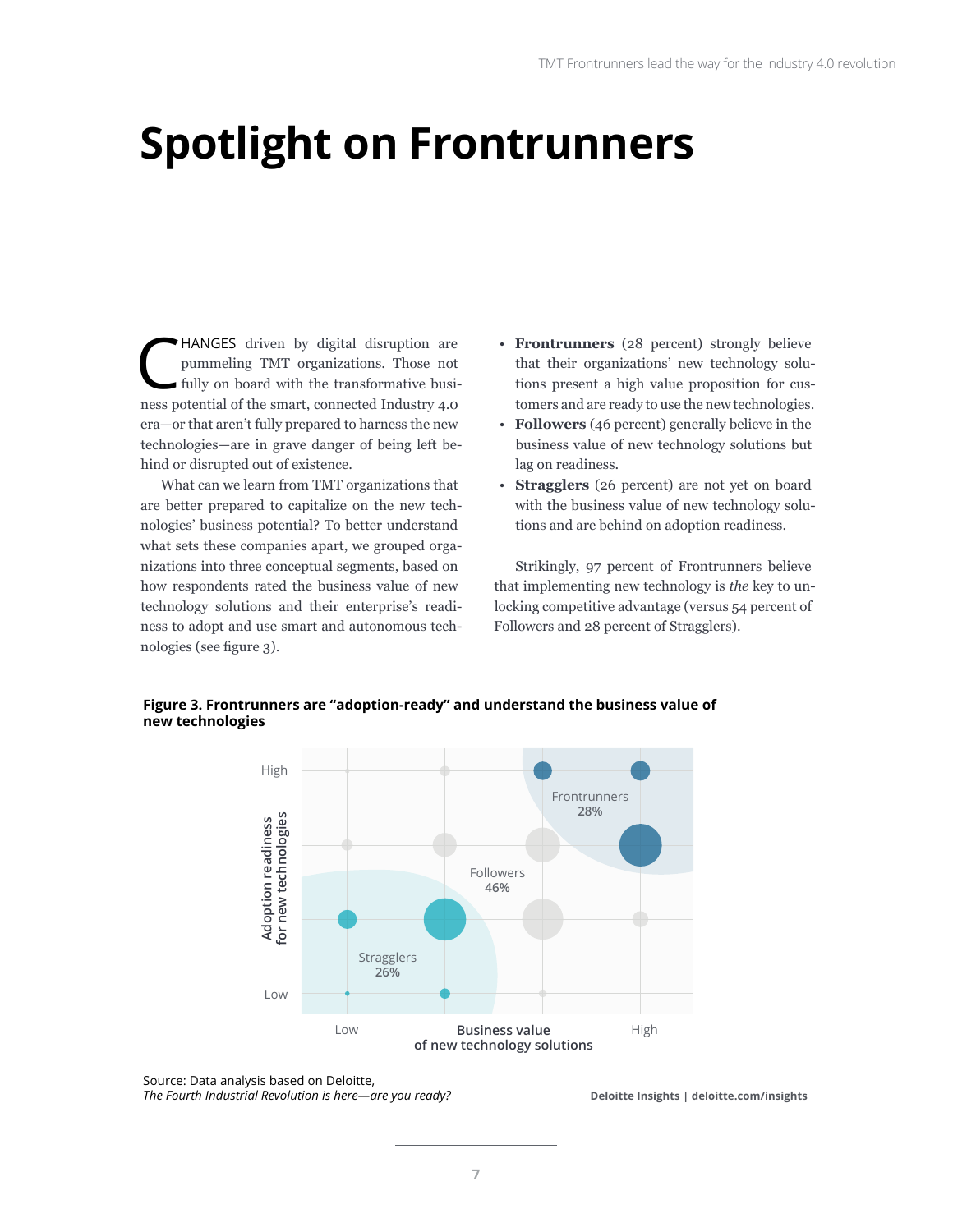# Spotlight on Frontrunners

CHANGES driven by digital disruption are pummeling TMT organizations. Those not fully on board with the transformative business potential of the smart, connected Industry 4.0 era—or that aren't fully prepared to harness the new technologies—are in grave danger of being left behind or disrupted out of existence.

What can we learn from TMT organizations that are better prepared to capitalize on the new technologies' business potential? To better understand what sets these companies apart, we grouped organizations into three conceptual segments, based on how respondents rated the business value of new technology solutions and their enterprise's readiness to adopt and use smart and autonomous technologies (see figure 3).

- **Frontrunners** (28 percent) strongly believe that their organizations' new technology solutions present a high value proposition for customers and are ready to use the new technologies.
- **Followers** (46 percent) generally believe in the business value of new technology solutions but lag on readiness.
- **Stragglers** (26 percent) are not yet on board with the business value of new technology solutions and are behind on adoption readiness.

Strikingly, 97 percent of Frontrunners believe that implementing new technology is *the* key to unlocking competitive advantage (versus 54 percent of Followers and 28 percent of Stragglers).

**Figure 3. Frontrunners are "adoption-ready" and understand the business value of new technologies**

Source: Data analysis based on Deloitte, *The Fourth Industrial Revolution is here—are you ready?*

Deloitte Insights | deloitte.com/insights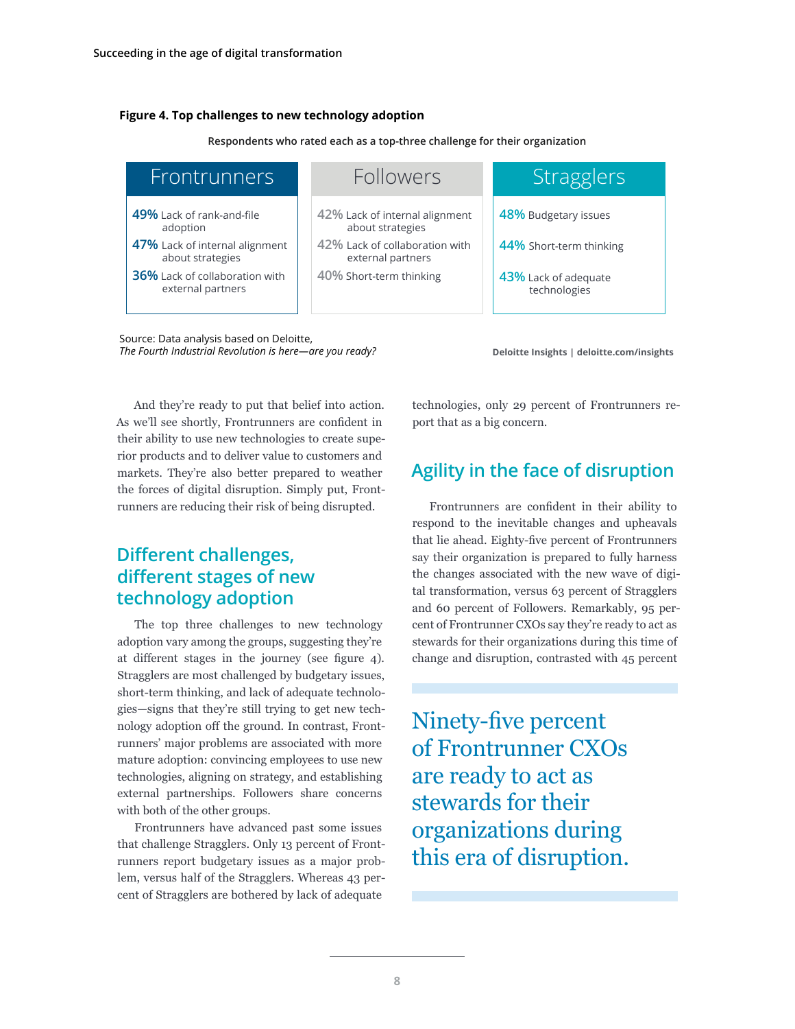**Figure 4. Top challenges to new technology adoption**

Respondents who rated each as a top-three challenge for their organization

| Frontrunners | Followers | Stragglers |
|---|---|---|
| **49%** Lack of rank-and-file adoption | 42% Lack of internal alignment about strategies | **48%** Budgetary issues |
| **47%** Lack of internal alignment about strategies | 42% Lack of collaboration with external partners | **44%** Short-term thinking |
| **36%** Lack of collaboration with external partners | 40% Short-term thinking | **43%** Lack of adequate technologies |

Source: Data analysis based on Deloitte, *The Fourth Industrial Revolution is here—are you ready?*

Deloitte Insights | deloitte.com/insights

And they're ready to put that belief into action. As we'll see shortly, Frontrunners are confident in their ability to use new technologies to create superior products and to deliver value to customers and markets. They're also better prepared to weather the forces of digital disruption. Simply put, Frontrunners are reducing their risk of being disrupted.

## Different challenges, different stages of new technology adoption

The top three challenges to new technology adoption vary among the groups, suggesting they're at different stages in the journey (see figure 4). Stragglers are most challenged by budgetary issues, short-term thinking, and lack of adequate technologies—signs that they're still trying to get new technology adoption off the ground. In contrast, Frontrunners' major problems are associated with more mature adoption: convincing employees to use new technologies, aligning on strategy, and establishing external partnerships. Followers share concerns with both of the other groups.

Frontrunners have advanced past some issues that challenge Stragglers. Only 13 percent of Frontrunners report budgetary issues as a major problem, versus half of the Stragglers. Whereas 43 percent of Stragglers are bothered by lack of adequate technologies, only 29 percent of Frontrunners report that as a big concern.

## Agility in the face of disruption

Frontrunners are confident in their ability to respond to the inevitable changes and upheavals that lie ahead. Eighty-five percent of Frontrunners say their organization is prepared to fully harness the changes associated with the new wave of digital transformation, versus 63 percent of Stragglers and 60 percent of Followers. Remarkably, 95 percent of Frontrunner CXOs say they're ready to act as stewards for their organizations during this time of change and disruption, contrasted with 45 percent

> Ninety-five percent of Frontrunner CXOs are ready to act as stewards for their organizations during this era of disruption.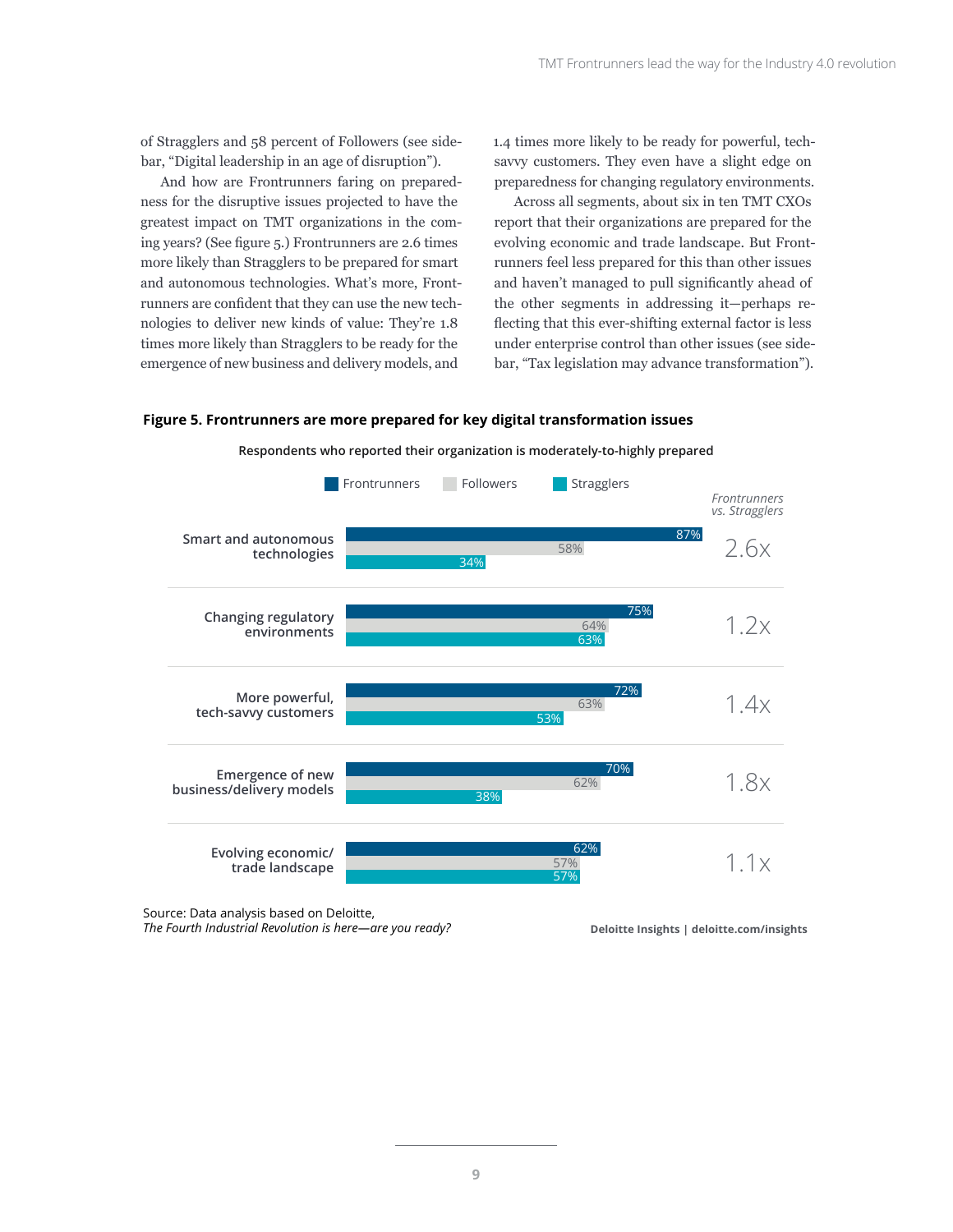of Stragglers and 58 percent of Followers (see sidebar, "Digital leadership in an age of disruption").

And how are Frontrunners faring on preparedness for the disruptive issues projected to have the greatest impact on TMT organizations in the coming years? (See figure 5.) Frontrunners are 2.6 times more likely than Stragglers to be prepared for smart and autonomous technologies. What's more, Frontrunners are confident that they can use the new technologies to deliver new kinds of value: They're 1.8 times more likely than Stragglers to be ready for the emergence of new business and delivery models, and 1.4 times more likely to be ready for powerful, tech-savvy customers. They even have a slight edge on preparedness for changing regulatory environments.

Across all segments, about six in ten TMT CXOs report that their organizations are prepared for the evolving economic and trade landscape. But Frontrunners feel less prepared for this than other issues and haven't managed to pull significantly ahead of the other segments in addressing it—perhaps reflecting that this ever-shifting external factor is less under enterprise control than other issues (see sidebar, "Tax legislation may advance transformation").

**Figure 5. Frontrunners are more prepared for key digital transformation issues**

Respondents who reported their organization is moderately-to-highly prepared

| | Frontrunners | Followers | Stragglers | *Frontrunners vs. Stragglers* |
|---|---|---|---|---|
| Smart and autonomous technologies | 87% | 58% | 34% | 2.6x |
| Changing regulatory environments | 75% | 64% | 63% | 1.2x |
| More powerful, tech-savvy customers | 72% | 63% | 53% | 1.4x |
| Emergence of new business/delivery models | 70% | 62% | 38% | 1.8x |
| Evolving economic/trade landscape | 62% | 57% | 57% | 1.1x |

Source: Data analysis based on Deloitte, *The Fourth Industrial Revolution is here—are you ready?*

**Deloitte Insights | deloitte.com/insights**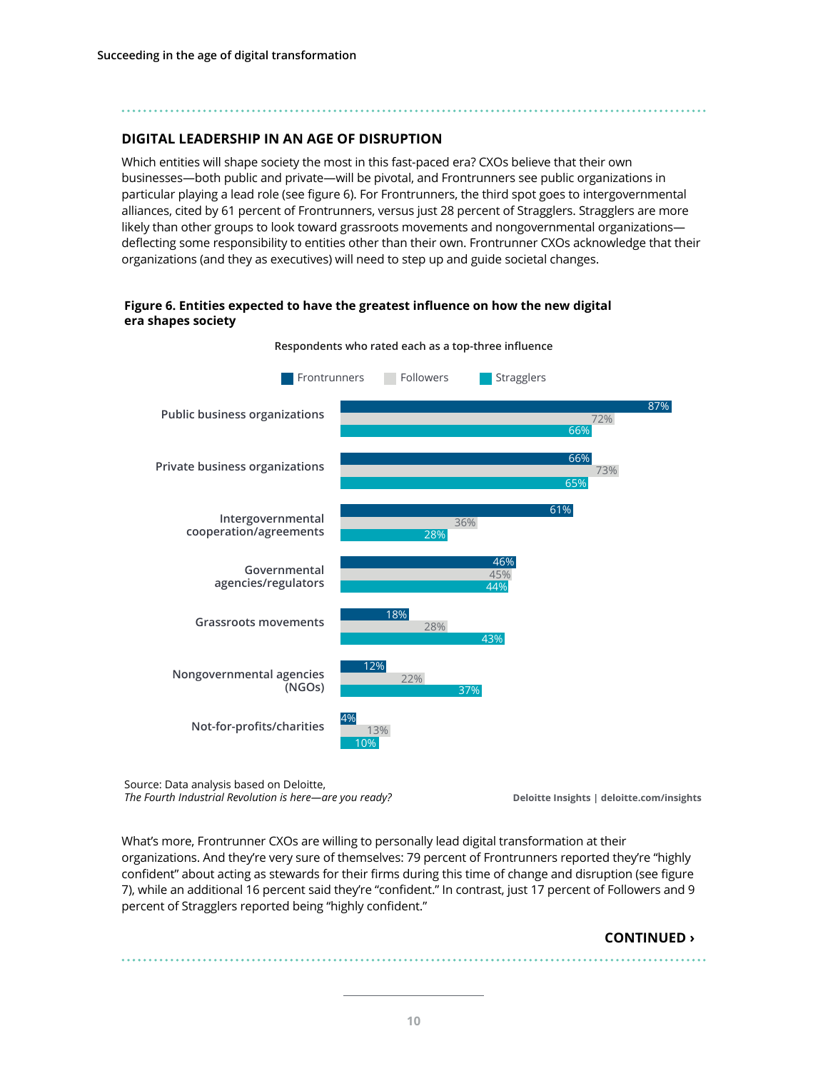## DIGITAL LEADERSHIP IN AN AGE OF DISRUPTION

Which entities will shape society the most in this fast-paced era? CXOs believe that their own businesses—both public and private—will be pivotal, and Frontrunners see public organizations in particular playing a lead role (see figure 6). For Frontrunners, the third spot goes to intergovernmental alliances, cited by 61 percent of Frontrunners, versus just 28 percent of Stragglers. Stragglers are more likely than other groups to look toward grassroots movements and nongovernmental organizations—deflecting some responsibility to entities other than their own. Frontrunner CXOs acknowledge that their organizations (and they as executives) will need to step up and guide societal changes.

**Figure 6. Entities expected to have the greatest influence on how the new digital era shapes society**

Respondents who rated each as a top-three influence

| | Frontrunners | Followers | Stragglers |
|---|---|---|---|
| Public business organizations | 87% | 72% | 66% |
| Private business organizations | 66% | 73% | 65% |
| Intergovernmental cooperation/agreements | 61% | 36% | 28% |
| Governmental agencies/regulators | 46% | 45% | 44% |
| Grassroots movements | 18% | 28% | 43% |
| Nongovernmental agencies (NGOs) | 12% | 22% | 37% |
| Not-for-profits/charities | 4% | 13% | 10% |

Source: Data analysis based on Deloitte, *The Fourth Industrial Revolution is here—are you ready?*

Deloitte Insights | deloitte.com/insights

What's more, Frontrunner CXOs are willing to personally lead digital transformation at their organizations. And they're very sure of themselves: 79 percent of Frontrunners reported they're "highly confident" about acting as stewards for their firms during this time of change and disruption (see figure 7), while an additional 16 percent said they're "confident." In contrast, just 17 percent of Followers and 9 percent of Stragglers reported being "highly confident."

**CONTINUED ›**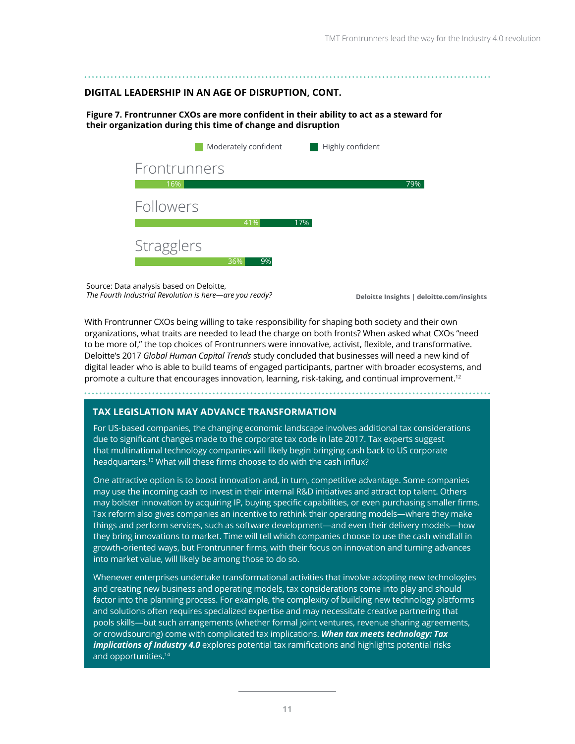## DIGITAL LEADERSHIP IN AN AGE OF DISRUPTION, CONT.

**Figure 7. Frontrunner CXOs are more confident in their ability to act as a steward for their organization during this time of change and disruption**

| | Moderately confident | Highly confident |
|---|---|---|
| Frontrunners | 16% | 79% |
| Followers | 41% | 17% |
| Stragglers | 36% | 9% |

Source: Data analysis based on Deloitte, *The Fourth Industrial Revolution is here—are you ready?*

**Deloitte Insights | deloitte.com/insights**

With Frontrunner CXOs being willing to take responsibility for shaping both society and their own organizations, what traits are needed to lead the charge on both fronts? When asked what CXOs "need to be more of," the top choices of Frontrunners were innovative, activist, flexible, and transformative. Deloitte's 2017 *Global Human Capital Trends* study concluded that businesses will need a new kind of digital leader who is able to build teams of engaged participants, partner with broader ecosystems, and promote a culture that encourages innovation, learning, risk-taking, and continual improvement.[12]

## TAX LEGISLATION MAY ADVANCE TRANSFORMATION

For US-based companies, the changing economic landscape involves additional tax considerations due to significant changes made to the corporate tax code in late 2017. Tax experts suggest that multinational technology companies will likely begin bringing cash back to US corporate headquarters.[13] What will these firms choose to do with the cash influx?

One attractive option is to boost innovation and, in turn, competitive advantage. Some companies may use the incoming cash to invest in their internal R&D initiatives and attract top talent. Others may bolster innovation by acquiring IP, buying specific capabilities, or even purchasing smaller firms. Tax reform also gives companies an incentive to rethink their operating models—where they make things and perform services, such as software development—and even their delivery models—how they bring innovations to market. Time will tell which companies choose to use the cash windfall in growth-oriented ways, but Frontrunner firms, with their focus on innovation and turning advances into market value, will likely be among those to do so.

Whenever enterprises undertake transformational activities that involve adopting new technologies and creating new business and operating models, tax considerations come into play and should factor into the planning process. For example, the complexity of building new technology platforms and solutions often requires specialized expertise and may necessitate creative partnering that pools skills—but such arrangements (whether formal joint ventures, revenue sharing agreements, or crowdsourcing) come with complicated tax implications. ***When tax meets technology: Tax implications of Industry 4.0*** explores potential tax ramifications and highlights potential risks and opportunities.[14]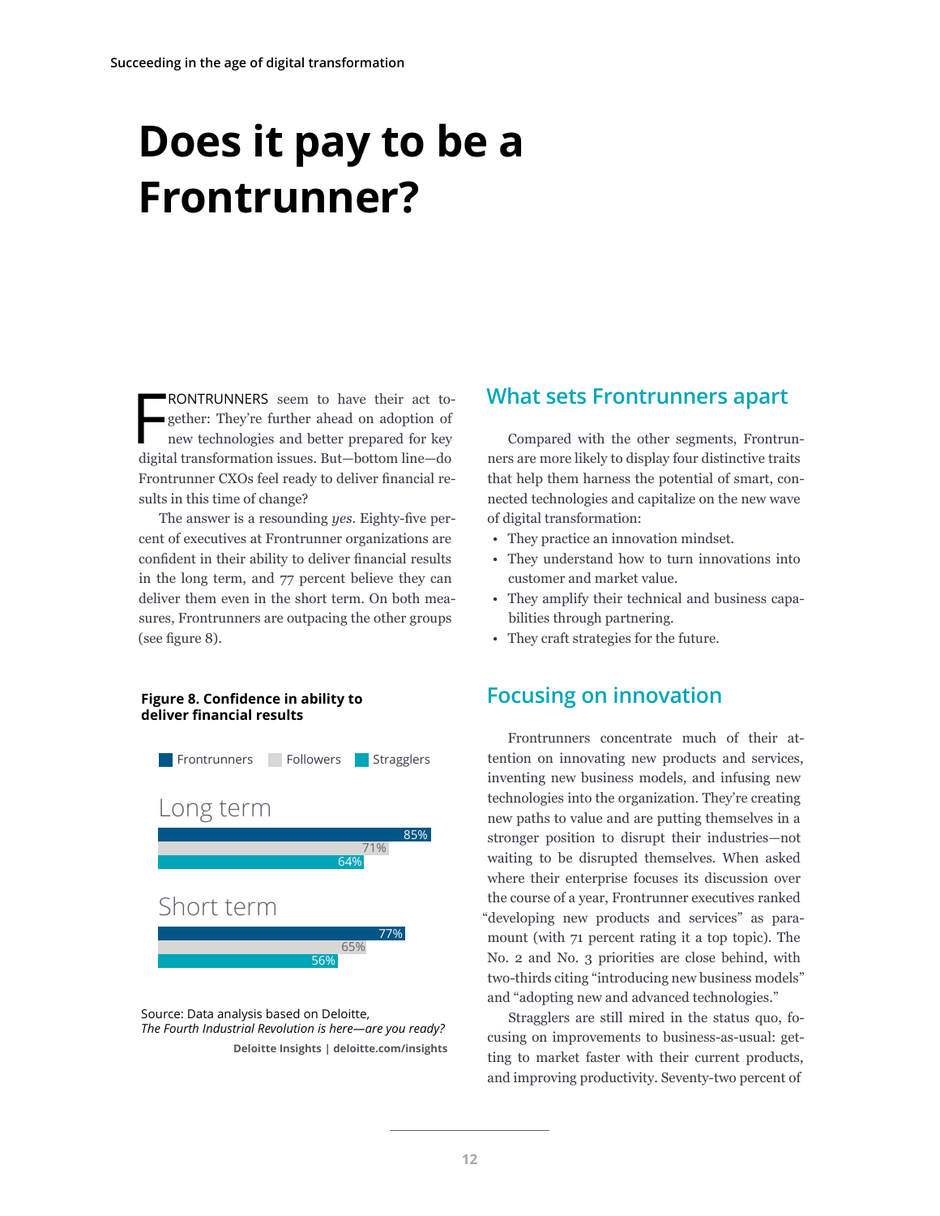# Does it pay to be a Frontrunner?

FRONTRUNNERS seem to have their act together: They're further ahead on adoption of new technologies and better prepared for key digital transformation issues. But—bottom line—do Frontrunner CXOs feel ready to deliver financial results in this time of change?

The answer is a resounding *yes*. Eighty-five percent of executives at Frontrunner organizations are confident in their ability to deliver financial results in the long term, and 77 percent believe they can deliver them even in the short term. On both measures, Frontrunners are outpacing the other groups (see figure 8).

**Figure 8. Confidence in ability to deliver financial results**

| | Frontrunners | Followers | Stragglers |
|---|---|---|---|
| Long term | 85% | 71% | 64% |
| Short term | 77% | 65% | 56% |

Source: Data analysis based on Deloitte, *The Fourth Industrial Revolution is here—are you ready?*

Deloitte Insights | deloitte.com/insights

## What sets Frontrunners apart

Compared with the other segments, Frontrunners are more likely to display four distinctive traits that help them harness the potential of smart, connected technologies and capitalize on the new wave of digital transformation:

- They practice an innovation mindset.
- They understand how to turn innovations into customer and market value.
- They amplify their technical and business capabilities through partnering.
- They craft strategies for the future.

## Focusing on innovation

Frontrunners concentrate much of their attention on innovating new products and services, inventing new business models, and infusing new technologies into the organization. They're creating new paths to value and are putting themselves in a stronger position to disrupt their industries—not waiting to be disrupted themselves. When asked where their enterprise focuses its discussion over the course of a year, Frontrunner executives ranked "developing new products and services" as paramount (with 71 percent rating it a top topic). The No. 2 and No. 3 priorities are close behind, with two-thirds citing "introducing new business models" and "adopting new and advanced technologies."

Stragglers are still mired in the status quo, focusing on improvements to business-as-usual: getting to market faster with their current products, and improving productivity. Seventy-two percent of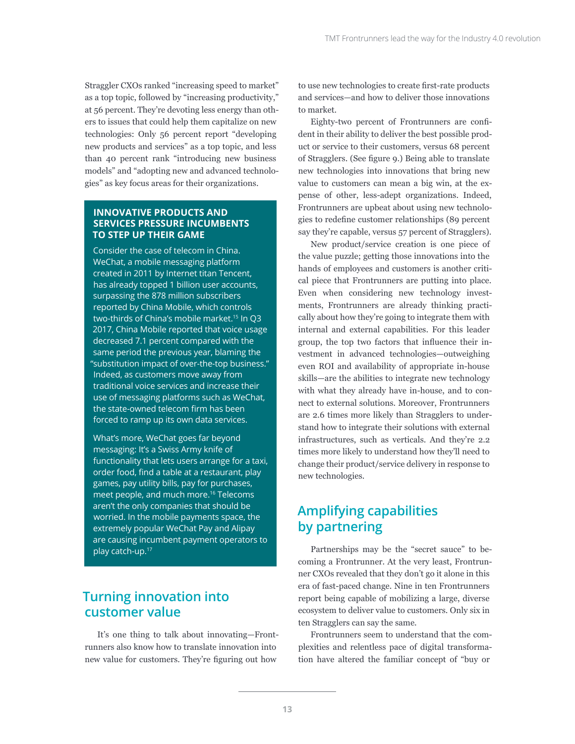Straggler CXOs ranked "increasing speed to market" as a top topic, followed by "increasing productivity," at 56 percent. They're devoting less energy than others to issues that could help them capitalize on new technologies: Only 56 percent report "developing new products and services" as a top topic, and less than 40 percent rank "introducing new business models" and "adopting new and advanced technologies" as key focus areas for their organizations.

### INNOVATIVE PRODUCTS AND SERVICES PRESSURE INCUMBENTS TO STEP UP THEIR GAME

Consider the case of telecom in China. WeChat, a mobile messaging platform created in 2011 by Internet titan Tencent, has already topped 1 billion user accounts, surpassing the 878 million subscribers reported by China Mobile, which controls two-thirds of China's mobile market.[15] In Q3 2017, China Mobile reported that voice usage decreased 7.1 percent compared with the same period the previous year, blaming the "substitution impact of over-the-top business." Indeed, as customers move away from traditional voice services and increase their use of messaging platforms such as WeChat, the state-owned telecom firm has been forced to ramp up its own data services.

What's more, WeChat goes far beyond messaging: It's a Swiss Army knife of functionality that lets users arrange for a taxi, order food, find a table at a restaurant, play games, pay utility bills, pay for purchases, meet people, and much more.[16] Telecoms aren't the only companies that should be worried. In the mobile payments space, the extremely popular WeChat Pay and Alipay are causing incumbent payment operators to play catch-up.[17]

## Turning innovation into customer value

It's one thing to talk about innovating—Frontrunners also know how to translate innovation into new value for customers. They're figuring out how to use new technologies to create first-rate products and services—and how to deliver those innovations to market.

Eighty-two percent of Frontrunners are confident in their ability to deliver the best possible product or service to their customers, versus 68 percent of Stragglers. (See figure 9.) Being able to translate new technologies into innovations that bring new value to customers can mean a big win, at the expense of other, less-adept organizations. Indeed, Frontrunners are upbeat about using new technologies to redefine customer relationships (89 percent say they're capable, versus 57 percent of Stragglers).

New product/service creation is one piece of the value puzzle; getting those innovations into the hands of employees and customers is another critical piece that Frontrunners are putting into place. Even when considering new technology investments, Frontrunners are already thinking practically about how they're going to integrate them with internal and external capabilities. For this leader group, the top two factors that influence their investment in advanced technologies—outweighing even ROI and availability of appropriate in-house skills—are the abilities to integrate new technology with what they already have in-house, and to connect to external solutions. Moreover, Frontrunners are 2.6 times more likely than Stragglers to understand how to integrate their solutions with external infrastructures, such as verticals. And they're 2.2 times more likely to understand how they'll need to change their product/service delivery in response to new technologies.

## Amplifying capabilities by partnering

Partnerships may be the "secret sauce" to becoming a Frontrunner. At the very least, Frontrunner CXOs revealed that they don't go it alone in this era of fast-paced change. Nine in ten Frontrunners report being capable of mobilizing a large, diverse ecosystem to deliver value to customers. Only six in ten Stragglers can say the same.

Frontrunners seem to understand that the complexities and relentless pace of digital transformation have altered the familiar concept of "buy or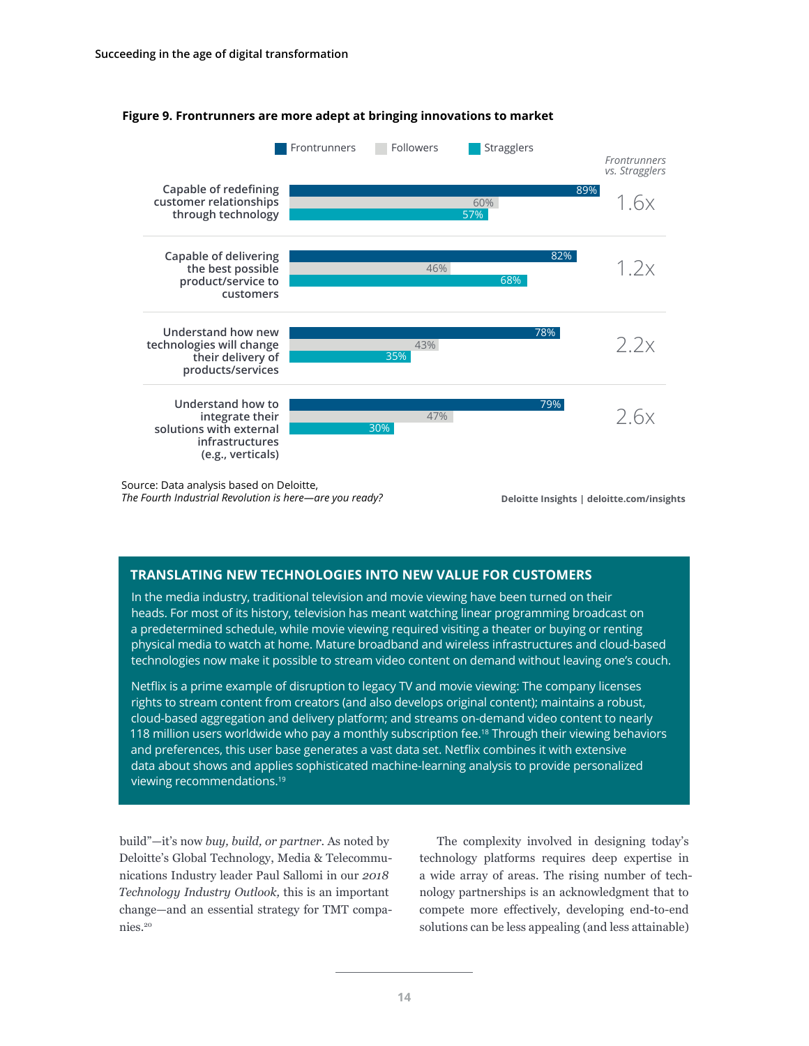**Figure 9. Frontrunners are more adept at bringing innovations to market**

| | Frontrunners | Followers | Stragglers | Frontrunners vs. Stragglers |
|---|---|---|---|---|
| Capable of redefining customer relationships through technology | 89% | 60% | 57% | 1.6x |
| Capable of delivering the best possible product/service to customers | 82% | 46% | 68% | 1.2x |
| Understand how new technologies will change their delivery of products/services | 78% | 43% | 35% | 2.2x |
| Understand how to integrate their solutions with external infrastructures (e.g., verticals) | 79% | 47% | 30% | 2.6x |

Source: Data analysis based on Deloitte, *The Fourth Industrial Revolution is here—are you ready?*

**Deloitte Insights | deloitte.com/insights**

## TRANSLATING NEW TECHNOLOGIES INTO NEW VALUE FOR CUSTOMERS

In the media industry, traditional television and movie viewing have been turned on their heads. For most of its history, television has meant watching linear programming broadcast on a predetermined schedule, while movie viewing required visiting a theater or buying or renting physical media to watch at home. Mature broadband and wireless infrastructures and cloud-based technologies now make it possible to stream video content on demand without leaving one's couch.

Netflix is a prime example of disruption to legacy TV and movie viewing: The company licenses rights to stream content from creators (and also develops original content); maintains a robust, cloud-based aggregation and delivery platform; and streams on-demand video content to nearly 118 million users worldwide who pay a monthly subscription fee.[18] Through their viewing behaviors and preferences, this user base generates a vast data set. Netflix combines it with extensive data about shows and applies sophisticated machine-learning analysis to provide personalized viewing recommendations.[19]

build"—it's now *buy, build, or partner*. As noted by Deloitte's Global Technology, Media & Telecommunications Industry leader Paul Sallomi in our *2018 Technology Industry Outlook,* this is an important change—and an essential strategy for TMT companies.[20]

The complexity involved in designing today's technology platforms requires deep expertise in a wide array of areas. The rising number of technology partnerships is an acknowledgment that to compete more effectively, developing end-to-end solutions can be less appealing (and less attainable)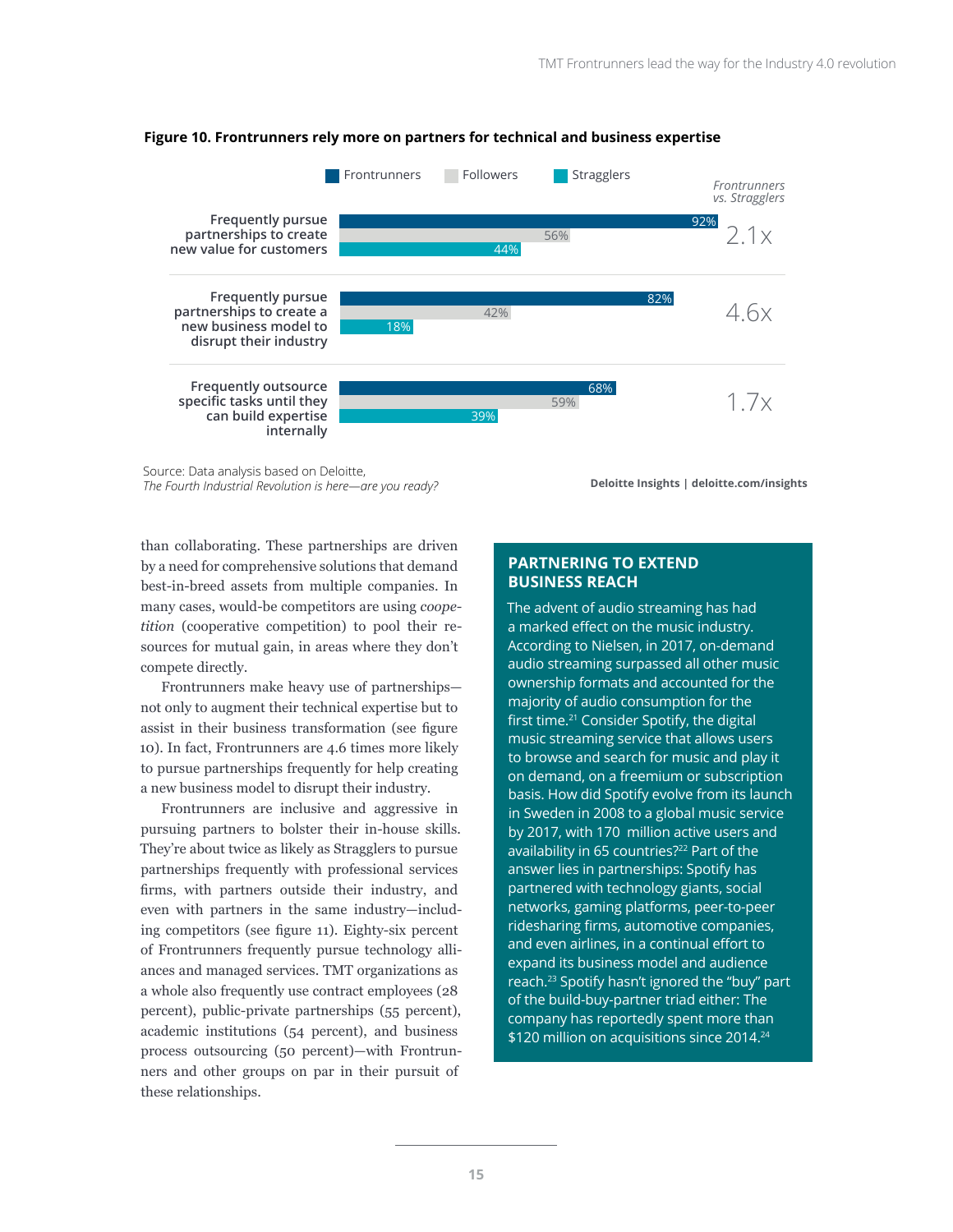**Figure 10. Frontrunners rely more on partners for technical and business expertise**

| | Frontrunners | Followers | Stragglers | Frontrunners vs. Stragglers |
|---|---|---|---|---|
| Frequently pursue partnerships to create new value for customers | 92% | 56% | 44% | 2.1x |
| Frequently pursue partnerships to create a new business model to disrupt their industry | 82% | 42% | 18% | 4.6x |
| Frequently outsource specific tasks until they can build expertise internally | 68% | 59% | 39% | 1.7x |

Source: Data analysis based on Deloitte, *The Fourth Industrial Revolution is here—are you ready?*

**Deloitte Insights | deloitte.com/insights**

than collaborating. These partnerships are driven by a need for comprehensive solutions that demand best-in-breed assets from multiple companies. In many cases, would-be competitors are using *coopetition* (cooperative competition) to pool their resources for mutual gain, in areas where they don't compete directly.

Frontrunners make heavy use of partnerships—not only to augment their technical expertise but to assist in their business transformation (see figure 10). In fact, Frontrunners are 4.6 times more likely to pursue partnerships frequently for help creating a new business model to disrupt their industry.

Frontrunners are inclusive and aggressive in pursuing partners to bolster their in-house skills. They're about twice as likely as Stragglers to pursue partnerships frequently with professional services firms, with partners outside their industry, and even with partners in the same industry—including competitors (see figure 11). Eighty-six percent of Frontrunners frequently pursue technology alliances and managed services. TMT organizations as a whole also frequently use contract employees (28 percent), public-private partnerships (55 percent), academic institutions (54 percent), and business process outsourcing (50 percent)—with Frontrunners and other groups on par in their pursuit of these relationships.

## PARTNERING TO EXTEND BUSINESS REACH

The advent of audio streaming has had a marked effect on the music industry. According to Nielsen, in 2017, on-demand audio streaming surpassed all other music ownership formats and accounted for the majority of audio consumption for the first time.[21] Consider Spotify, the digital music streaming service that allows users to browse and search for music and play it on demand, on a freemium or subscription basis. How did Spotify evolve from its launch in Sweden in 2008 to a global music service by 2017, with 170 million active users and availability in 65 countries?[22] Part of the answer lies in partnerships: Spotify has partnered with technology giants, social networks, gaming platforms, peer-to-peer ridesharing firms, automotive companies, and even airlines, in a continual effort to expand its business model and audience reach.[23] Spotify hasn't ignored the "buy" part of the build-buy-partner triad either: The company has reportedly spent more than $120 million on acquisitions since 2014.[24]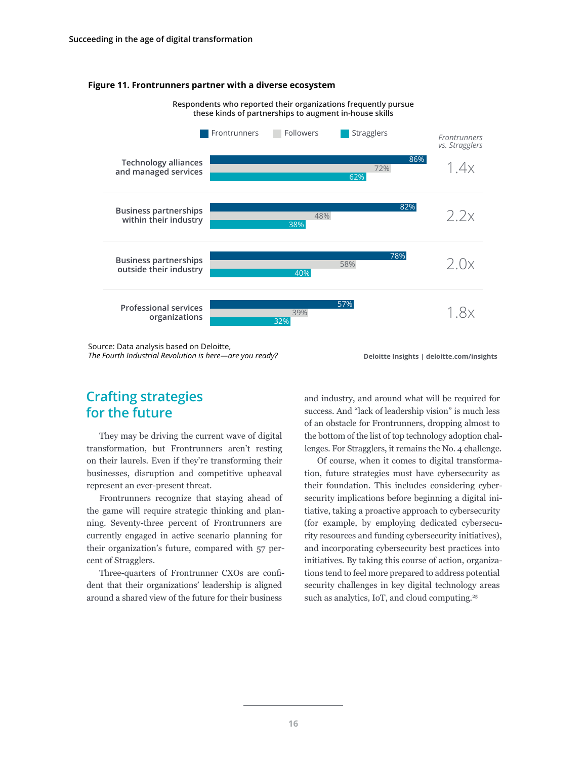**Figure 11. Frontrunners partner with a diverse ecosystem**

Respondents who reported their organizations frequently pursue these kinds of partnerships to augment in-house skills

| | Frontrunners | Followers | Stragglers | Frontrunners vs. Stragglers |
|---|---|---|---|---|
| Technology alliances and managed services | 86% | 72% | 62% | 1.4x |
| Business partnerships within their industry | 82% | 48% | 38% | 2.2x |
| Business partnerships outside their industry | 78% | 58% | 40% | 2.0x |
| Professional services organizations | 57% | 39% | 32% | 1.8x |

Source: Data analysis based on Deloitte, *The Fourth Industrial Revolution is here—are you ready?*

Deloitte Insights | deloitte.com/insights

## Crafting strategies for the future

They may be driving the current wave of digital transformation, but Frontrunners aren't resting on their laurels. Even if they're transforming their businesses, disruption and competitive upheaval represent an ever-present threat.

Frontrunners recognize that staying ahead of the game will require strategic thinking and planning. Seventy-three percent of Frontrunners are currently engaged in active scenario planning for their organization's future, compared with 57 percent of Stragglers.

Three-quarters of Frontrunner CXOs are confident that their organizations' leadership is aligned around a shared view of the future for their business and industry, and around what will be required for success. And "lack of leadership vision" is much less of an obstacle for Frontrunners, dropping almost to the bottom of the list of top technology adoption challenges. For Stragglers, it remains the No. 4 challenge.

Of course, when it comes to digital transformation, future strategies must have cybersecurity as their foundation. This includes considering cybersecurity implications before beginning a digital initiative, taking a proactive approach to cybersecurity (for example, by employing dedicated cybersecurity resources and funding cybersecurity initiatives), and incorporating cybersecurity best practices into initiatives. By taking this course of action, organizations tend to feel more prepared to address potential security challenges in key digital technology areas such as analytics, IoT, and cloud computing.[25]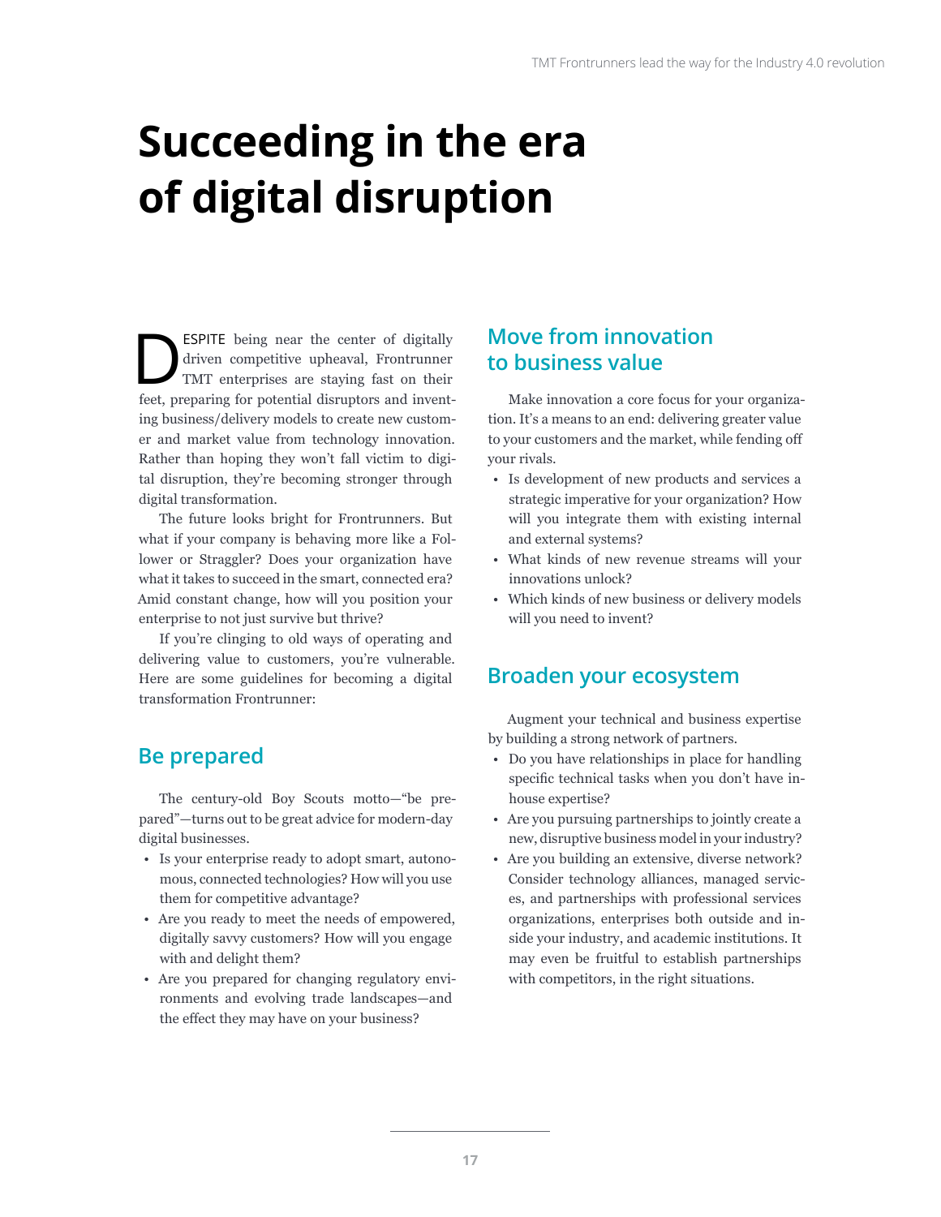# Succeeding in the era of digital disruption

DESPITE being near the center of digitally driven competitive upheaval, Frontrunner TMT enterprises are staying fast on their feet, preparing for potential disruptors and inventing business/delivery models to create new customer and market value from technology innovation. Rather than hoping they won't fall victim to digital disruption, they're becoming stronger through digital transformation.

The future looks bright for Frontrunners. But what if your company is behaving more like a Follower or Straggler? Does your organization have what it takes to succeed in the smart, connected era? Amid constant change, how will you position your enterprise to not just survive but thrive?

If you're clinging to old ways of operating and delivering value to customers, you're vulnerable. Here are some guidelines for becoming a digital transformation Frontrunner:

## Be prepared

The century-old Boy Scouts motto—"be prepared"—turns out to be great advice for modern-day digital businesses.

- Is your enterprise ready to adopt smart, autonomous, connected technologies? How will you use them for competitive advantage?
- Are you ready to meet the needs of empowered, digitally savvy customers? How will you engage with and delight them?
- Are you prepared for changing regulatory environments and evolving trade landscapes—and the effect they may have on your business?

## Move from innovation to business value

Make innovation a core focus for your organization. It's a means to an end: delivering greater value to your customers and the market, while fending off your rivals.

- Is development of new products and services a strategic imperative for your organization? How will you integrate them with existing internal and external systems?
- What kinds of new revenue streams will your innovations unlock?
- Which kinds of new business or delivery models will you need to invent?

## Broaden your ecosystem

Augment your technical and business expertise by building a strong network of partners.

- Do you have relationships in place for handling specific technical tasks when you don't have in-house expertise?
- Are you pursuing partnerships to jointly create a new, disruptive business model in your industry?
- Are you building an extensive, diverse network? Consider technology alliances, managed services, and partnerships with professional services organizations, enterprises both outside and inside your industry, and academic institutions. It may even be fruitful to establish partnerships with competitors, in the right situations.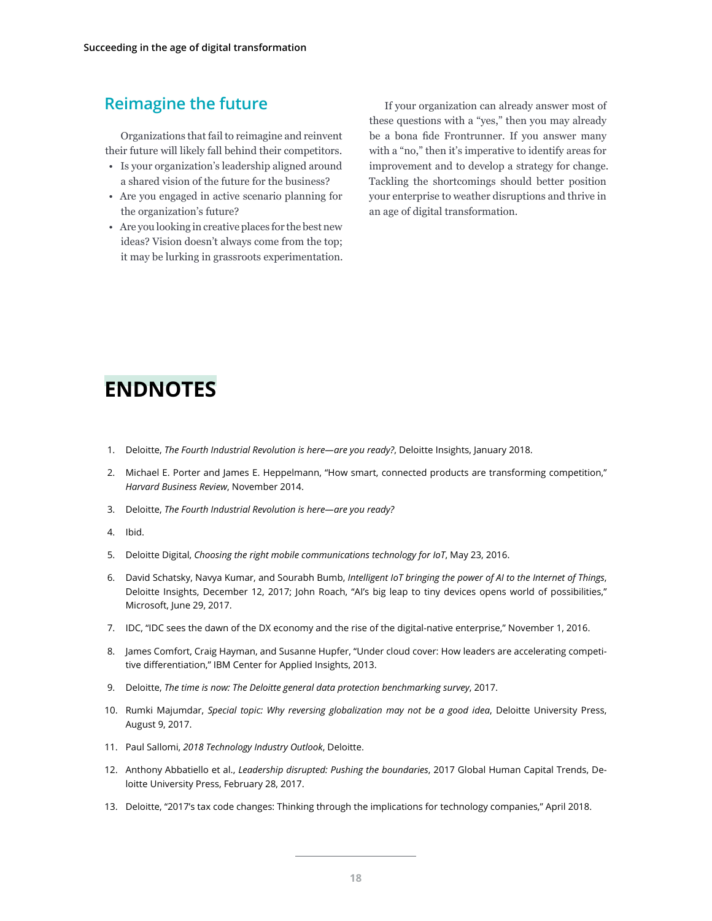## Reimagine the future

Organizations that fail to reimagine and reinvent their future will likely fall behind their competitors.

- Is your organization's leadership aligned around a shared vision of the future for the business?
- Are you engaged in active scenario planning for the organization's future?
- Are you looking in creative places for the best new ideas? Vision doesn't always come from the top; it may be lurking in grassroots experimentation.

If your organization can already answer most of these questions with a "yes," then you may already be a bona fide Frontrunner. If you answer many with a "no," then it's imperative to identify areas for improvement and to develop a strategy for change. Tackling the shortcomings should better position your enterprise to weather disruptions and thrive in an age of digital transformation.

# ENDNOTES

1. Deloitte, *The Fourth Industrial Revolution is here—are you ready?*, Deloitte Insights, January 2018.
2. Michael E. Porter and James E. Heppelmann, "How smart, connected products are transforming competition," *Harvard Business Review*, November 2014.
3. Deloitte, *The Fourth Industrial Revolution is here—are you ready?*
4. Ibid.
5. Deloitte Digital, *Choosing the right mobile communications technology for IoT*, May 23, 2016.
6. David Schatsky, Navya Kumar, and Sourabh Bumb, *Intelligent IoT bringing the power of AI to the Internet of Things*, Deloitte Insights, December 12, 2017; John Roach, "AI's big leap to tiny devices opens world of possibilities," Microsoft, June 29, 2017.
7. IDC, "IDC sees the dawn of the DX economy and the rise of the digital-native enterprise," November 1, 2016.
8. James Comfort, Craig Hayman, and Susanne Hupfer, "Under cloud cover: How leaders are accelerating competitive differentiation," IBM Center for Applied Insights, 2013.
9. Deloitte, *The time is now: The Deloitte general data protection benchmarking survey*, 2017.
10. Rumki Majumdar, *Special topic: Why reversing globalization may not be a good idea*, Deloitte University Press, August 9, 2017.
11. Paul Sallomi, *2018 Technology Industry Outlook*, Deloitte.
12. Anthony Abbatiello et al., *Leadership disrupted: Pushing the boundaries*, 2017 Global Human Capital Trends, Deloitte University Press, February 28, 2017.
13. Deloitte, "2017's tax code changes: Thinking through the implications for technology companies," April 2018.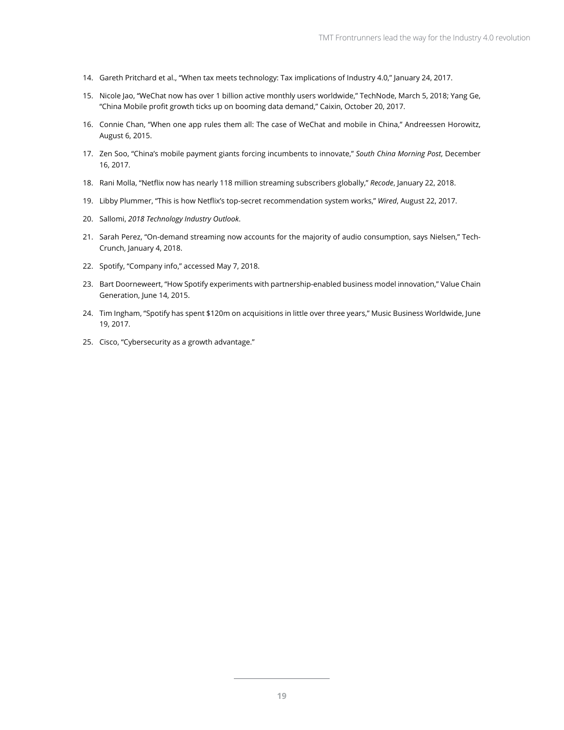14. Gareth Pritchard et al., "When tax meets technology: Tax implications of Industry 4.0," January 24, 2017.
15. Nicole Jao, "WeChat now has over 1 billion active monthly users worldwide," TechNode, March 5, 2018; Yang Ge, "China Mobile profit growth ticks up on booming data demand," Caixin, October 20, 2017.
16. Connie Chan, "When one app rules them all: The case of WeChat and mobile in China," Andreessen Horowitz, August 6, 2015.
17. Zen Soo, "China's mobile payment giants forcing incumbents to innovate," *South China Morning Post*, December 16, 2017.
18. Rani Molla, "Netflix now has nearly 118 million streaming subscribers globally," *Recode*, January 22, 2018.
19. Libby Plummer, "This is how Netflix's top-secret recommendation system works," *Wired*, August 22, 2017.
20. Sallomi, *2018 Technology Industry Outlook*.
21. Sarah Perez, "On-demand streaming now accounts for the majority of audio consumption, says Nielsen," Tech-Crunch, January 4, 2018.
22. Spotify, "Company info," accessed May 7, 2018.
23. Bart Doorneweert, "How Spotify experiments with partnership-enabled business model innovation," Value Chain Generation, June 14, 2015.
24. Tim Ingham, "Spotify has spent $120m on acquisitions in little over three years," Music Business Worldwide, June 19, 2017.
25. Cisco, "Cybersecurity as a growth advantage."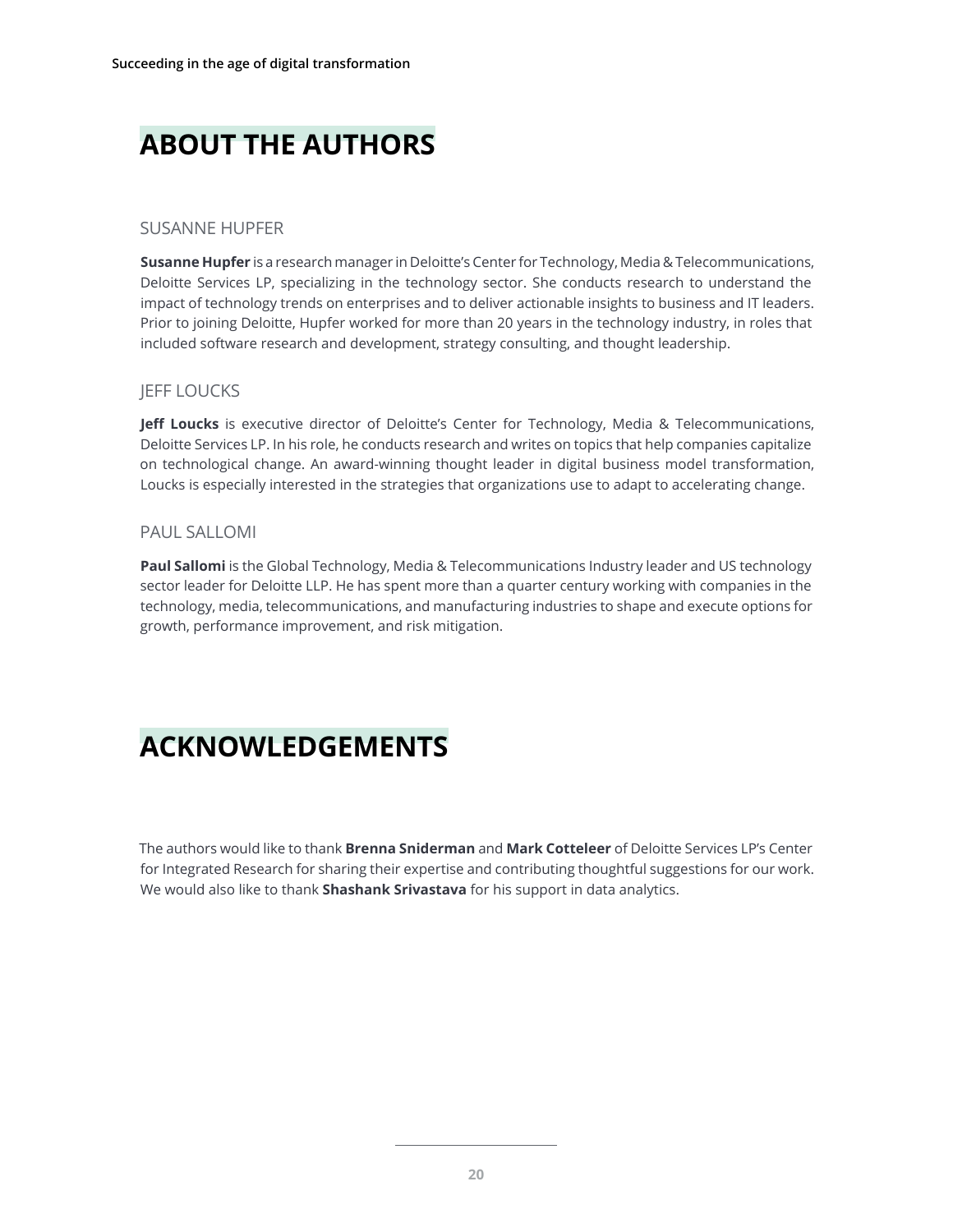# ABOUT THE AUTHORS

### SUSANNE HUPFER

**Susanne Hupfer** is a research manager in Deloitte's Center for Technology, Media & Telecommunications, Deloitte Services LP, specializing in the technology sector. She conducts research to understand the impact of technology trends on enterprises and to deliver actionable insights to business and IT leaders. Prior to joining Deloitte, Hupfer worked for more than 20 years in the technology industry, in roles that included software research and development, strategy consulting, and thought leadership.

### JEFF LOUCKS

**Jeff Loucks** is executive director of Deloitte's Center for Technology, Media & Telecommunications, Deloitte Services LP. In his role, he conducts research and writes on topics that help companies capitalize on technological change. An award-winning thought leader in digital business model transformation, Loucks is especially interested in the strategies that organizations use to adapt to accelerating change.

### PAUL SALLOMI

**Paul Sallomi** is the Global Technology, Media & Telecommunications Industry leader and US technology sector leader for Deloitte LLP. He has spent more than a quarter century working with companies in the technology, media, telecommunications, and manufacturing industries to shape and execute options for growth, performance improvement, and risk mitigation.

# ACKNOWLEDGEMENTS

The authors would like to thank **Brenna Sniderman** and **Mark Cotteleer** of Deloitte Services LP's Center for Integrated Research for sharing their expertise and contributing thoughtful suggestions for our work. We would also like to thank **Shashank Srivastava** for his support in data analytics.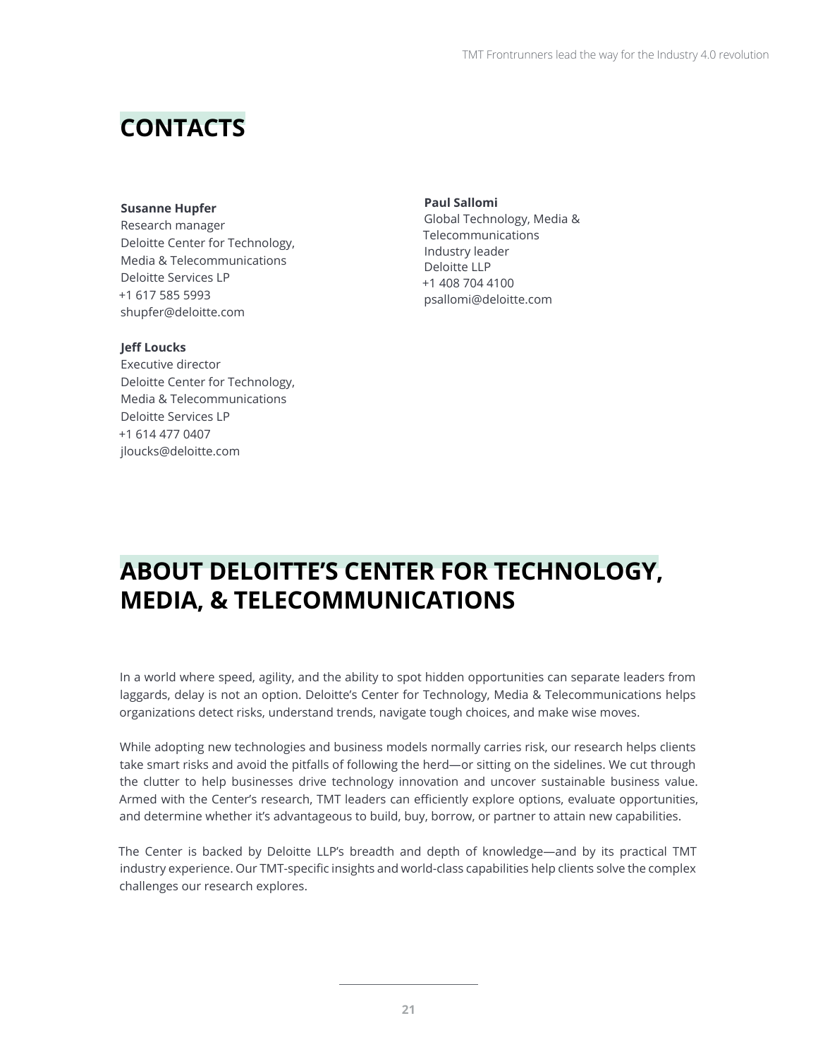## CONTACTS

**Susanne Hupfer**
Research manager
Deloitte Center for Technology, Media & Telecommunications
Deloitte Services LP
+1 617 585 5993
shupfer@deloitte.com

**Jeff Loucks**
Executive director
Deloitte Center for Technology, Media & Telecommunications
Deloitte Services LP
+1 614 477 0407
jloucks@deloitte.com

**Paul Sallomi**
Global Technology, Media & Telecommunications
Industry leader
Deloitte LLP
+1 408 704 4100
psallomi@deloitte.com

## ABOUT DELOITTE'S CENTER FOR TECHNOLOGY, MEDIA, & TELECOMMUNICATIONS

In a world where speed, agility, and the ability to spot hidden opportunities can separate leaders from laggards, delay is not an option. Deloitte's Center for Technology, Media & Telecommunications helps organizations detect risks, understand trends, navigate tough choices, and make wise moves.

While adopting new technologies and business models normally carries risk, our research helps clients take smart risks and avoid the pitfalls of following the herd—or sitting on the sidelines. We cut through the clutter to help businesses drive technology innovation and uncover sustainable business value. Armed with the Center's research, TMT leaders can efficiently explore options, evaluate opportunities, and determine whether it's advantageous to build, buy, borrow, or partner to attain new capabilities.

The Center is backed by Deloitte LLP's breadth and depth of knowledge—and by its practical TMT industry experience. Our TMT-specific insights and world-class capabilities help clients solve the complex challenges our research explores.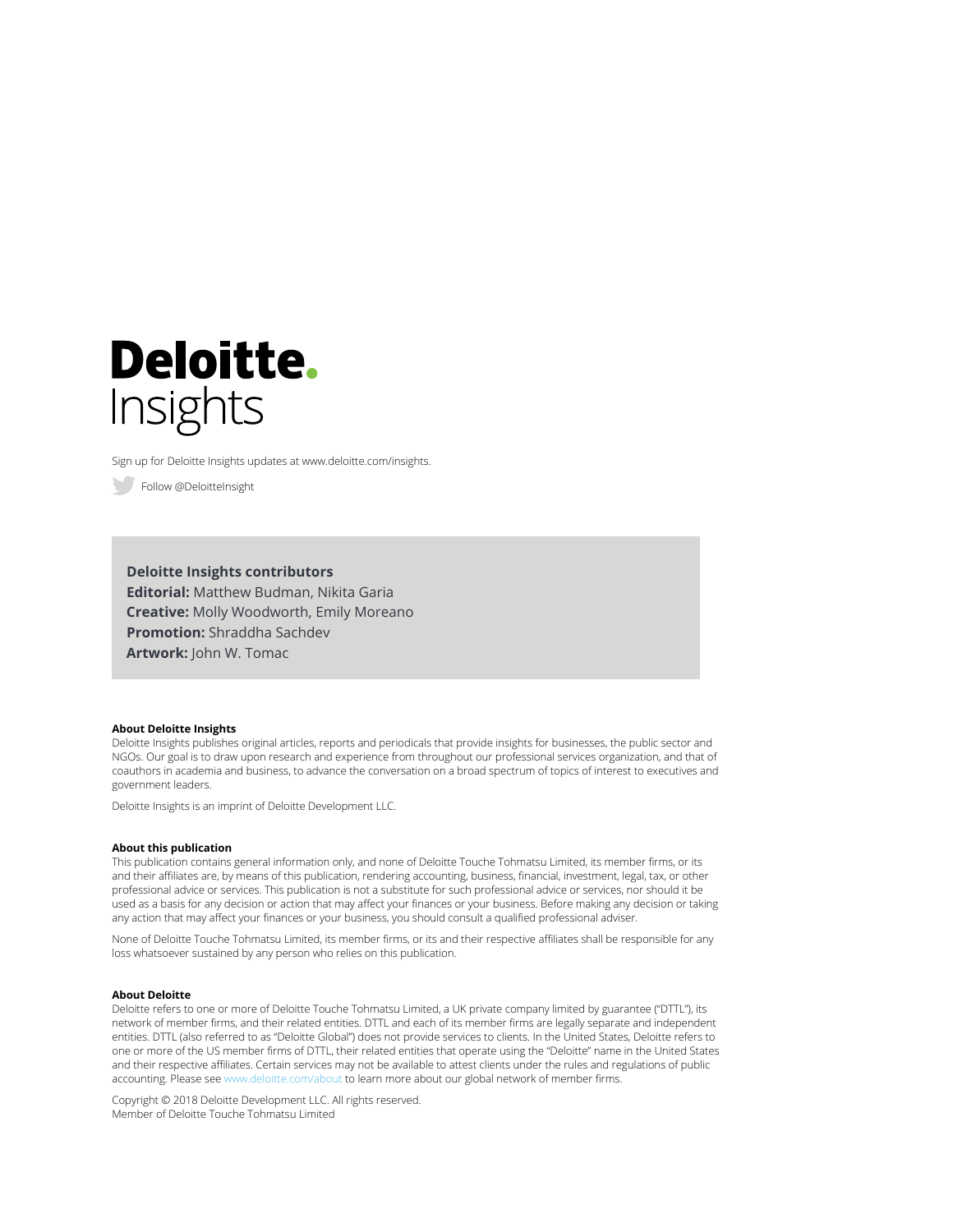# Deloitte. Insights

Sign up for Deloitte Insights updates at www.deloitte.com/insights.

Follow @DeloitteInsight

**Deloitte Insights contributors**
**Editorial:** Matthew Budman, Nikita Garia
**Creative:** Molly Woodworth, Emily Moreano
**Promotion:** Shraddha Sachdev
**Artwork:** John W. Tomac

**About Deloitte Insights**
Deloitte Insights publishes original articles, reports and periodicals that provide insights for businesses, the public sector and NGOs. Our goal is to draw upon research and experience from throughout our professional services organization, and that of coauthors in academia and business, to advance the conversation on a broad spectrum of topics of interest to executives and government leaders.

Deloitte Insights is an imprint of Deloitte Development LLC.

**About this publication**
This publication contains general information only, and none of Deloitte Touche Tohmatsu Limited, its member firms, or its and their affiliates are, by means of this publication, rendering accounting, business, financial, investment, legal, tax, or other professional advice or services. This publication is not a substitute for such professional advice or services, nor should it be used as a basis for any decision or action that may affect your finances or your business. Before making any decision or taking any action that may affect your finances or your business, you should consult a qualified professional adviser.

None of Deloitte Touche Tohmatsu Limited, its member firms, or its and their respective affiliates shall be responsible for any loss whatsoever sustained by any person who relies on this publication.

**About Deloitte**
Deloitte refers to one or more of Deloitte Touche Tohmatsu Limited, a UK private company limited by guarantee ("DTTL"), its network of member firms, and their related entities. DTTL and each of its member firms are legally separate and independent entities. DTTL (also referred to as "Deloitte Global") does not provide services to clients. In the United States, Deloitte refers to one or more of the US member firms of DTTL, their related entities that operate using the "Deloitte" name in the United States and their respective affiliates. Certain services may not be available to attest clients under the rules and regulations of public accounting. Please see www.deloitte.com/about to learn more about our global network of member firms.

Copyright © 2018 Deloitte Development LLC. All rights reserved.
Member of Deloitte Touche Tohmatsu Limited